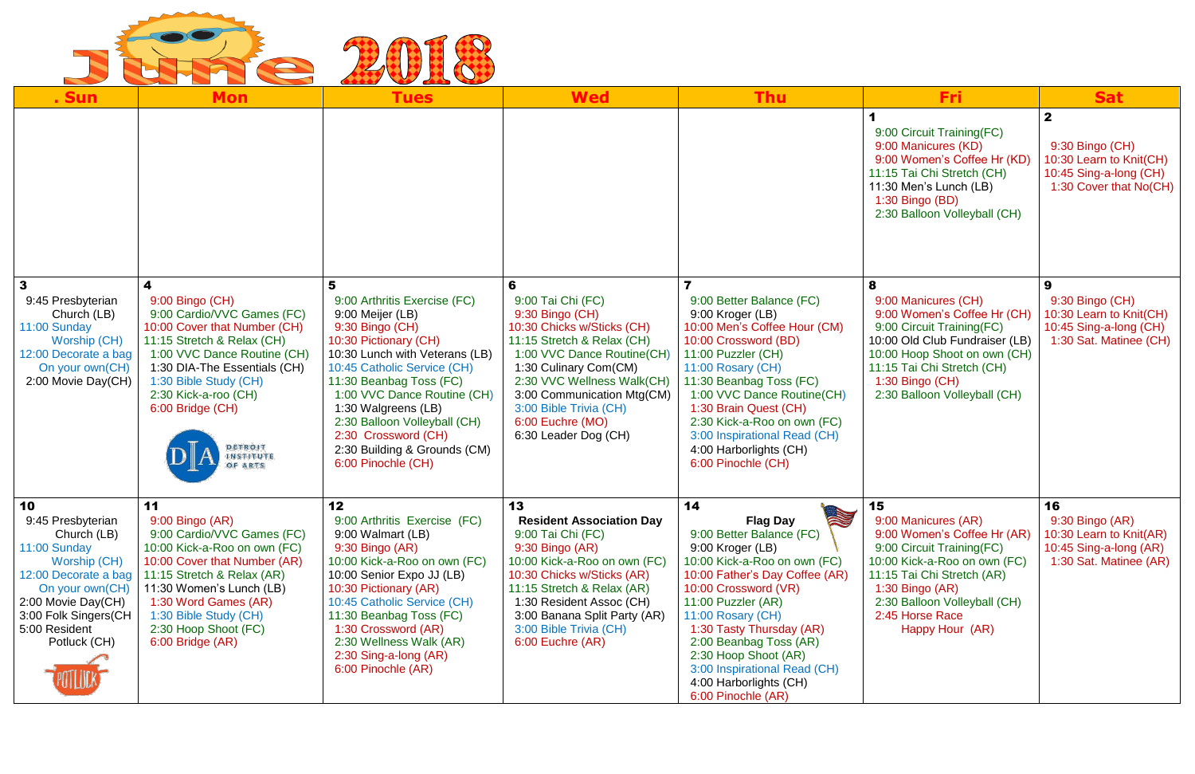# June 2018

| . Sun | Mon | Tues | Wed | Thu | Fri | Sat |
|---|---|---|---|---|---|---|
| | | | | | **1**<br>9:00 Circuit Training(FC)<br>9:00 Manicures (KD)<br>9:00 Women's Coffee Hr (KD)<br>11:15 Tai Chi Stretch (CH)<br>11:30 Men's Lunch (LB)<br>1:30 Bingo (BD)<br>2:30 Balloon Volleyball (CH) | **2**<br>9:30 Bingo (CH)<br>10:30 Learn to Knit(CH)<br>10:45 Sing-a-long (CH)<br>1:30 Cover that No(CH) |
| **3**<br>9:45 Presbyterian Church (LB)<br>11:00 Sunday Worship (CH)<br>12:00 Decorate a bag On your own(CH)<br>2:00 Movie Day(CH) | **4**<br>9:00 Bingo (CH)<br>9:00 Cardio/VVC Games (FC)<br>10:00 Cover that Number (CH)<br>11:15 Stretch & Relax (CH)<br>1:00 VVC Dance Routine (CH)<br>1:30 DIA-The Essentials (CH)<br>1:30 Bible Study (CH)<br>2:30 Kick-a-roo (CH)<br>6:00 Bridge (CH)<br>DIA Detroit Institute of Arts | **5**<br>9:00 Arthritis Exercise (FC)<br>9:00 Meijer (LB)<br>9:30 Bingo (CH)<br>10:30 Pictionary (CH)<br>10:30 Lunch with Veterans (LB)<br>10:45 Catholic Service (CH)<br>11:30 Beanbag Toss (FC)<br>1:00 VVC Dance Routine (CH)<br>1:30 Walgreens (LB)<br>2:30 Balloon Volleyball (CH)<br>2:30 Crossword (CH)<br>2:30 Building & Grounds (CM)<br>6:00 Pinochle (CH) | **6**<br>9:00 Tai Chi (FC)<br>9:30 Bingo (CH)<br>10:30 Chicks w/Sticks (CH)<br>11:15 Stretch & Relax (CH)<br>1:00 VVC Dance Routine(CH)<br>1:30 Culinary Com(CM)<br>2:30 VVC Wellness Walk(CH)<br>3:00 Communication Mtg(CM)<br>3:00 Bible Trivia (CH)<br>6:00 Euchre (MO)<br>6:30 Leader Dog (CH) | **7**<br>9:00 Better Balance (FC)<br>9:00 Kroger (LB)<br>10:00 Men's Coffee Hour (CM)<br>10:00 Crossword (BD)<br>11:00 Puzzler (CH)<br>11:00 Rosary (CH)<br>11:30 Beanbag Toss (FC)<br>1:00 VVC Dance Routine(CH)<br>1:30 Brain Quest (CH)<br>2:30 Kick-a-Roo on own (FC)<br>3:00 Inspirational Read (CH)<br>4:00 Harborlights (CH)<br>6:00 Pinochle (CH) | **8**<br>9:00 Manicures (CH)<br>9:00 Women's Coffee Hr (CH)<br>9:00 Circuit Training(FC)<br>10:00 Old Club Fundraiser (LB)<br>10:00 Hoop Shoot on own (CH)<br>11:15 Tai Chi Stretch (CH)<br>1:30 Bingo (CH)<br>2:30 Balloon Volleyball (CH) | **9**<br>9:30 Bingo (CH)<br>10:30 Learn to Knit(CH)<br>10:45 Sing-a-long (CH)<br>1:30 Sat. Matinee (CH) |
| **10**<br>9:45 Presbyterian Church (LB)<br>11:00 Sunday Worship (CH)<br>12:00 Decorate a bag On your own(CH)<br>2:00 Movie Day(CH)<br>3:00 Folk Singers(CH<br>5:00 Resident Potluck (CH) | **11**<br>9:00 Bingo (AR)<br>9:00 Cardio/VVC Games (FC)<br>10:00 Kick-a-Roo on own (FC)<br>10:00 Cover that Number (AR)<br>11:15 Stretch & Relax (AR)<br>11:30 Women's Lunch (LB)<br>1:30 Word Games (AR)<br>1:30 Bible Study (CH)<br>2:30 Hoop Shoot (FC)<br>6:00 Bridge (AR) | **12**<br>9:00 Arthritis Exercise (FC)<br>9:00 Walmart (LB)<br>9:30 Bingo (AR)<br>10:00 Kick-a-Roo on own (FC)<br>10:00 Senior Expo JJ (LB)<br>10:30 Pictionary (AR)<br>10:45 Catholic Service (CH)<br>11:30 Beanbag Toss (FC)<br>1:30 Crossword (AR)<br>2:30 Wellness Walk (AR)<br>2:30 Sing-a-long (AR)<br>6:00 Pinochle (AR) | **13**<br>**Resident Association Day**<br>9:00 Tai Chi (FC)<br>9:30 Bingo (AR)<br>10:00 Kick-a-Roo on own (FC)<br>10:30 Chicks w/Sticks (AR)<br>11:15 Stretch & Relax (AR)<br>1:30 Resident Assoc (CH)<br>3:00 Banana Split Party (AR)<br>3:00 Bible Trivia (CH)<br>6:00 Euchre (AR) | **14**<br>**Flag Day**<br>9:00 Better Balance (FC)<br>9:00 Kroger (LB)<br>10:00 Kick-a-Roo on own (FC)<br>10:00 Father's Day Coffee (AR)<br>10:00 Crossword (VR)<br>11:00 Puzzler (AR)<br>11:00 Rosary (CH)<br>1:30 Tasty Thursday (AR)<br>2:00 Beanbag Toss (AR)<br>2:30 Hoop Shoot (AR)<br>3:00 Inspirational Read (CH)<br>4:00 Harborlights (CH)<br>6:00 Pinochle (AR) | **15**<br>9:00 Manicures (AR)<br>9:00 Women's Coffee Hr (AR)<br>9:00 Circuit Training(FC)<br>10:00 Kick-a-Roo on own (FC)<br>11:15 Tai Chi Stretch (AR)<br>1:30 Bingo (AR)<br>2:30 Balloon Volleyball (CH)<br>2:45 Horse Race Happy Hour (AR) | **16**<br>9:30 Bingo (AR)<br>10:30 Learn to Knit(AR)<br>10:45 Sing-a-long (AR)<br>1:30 Sat. Matinee (AR) |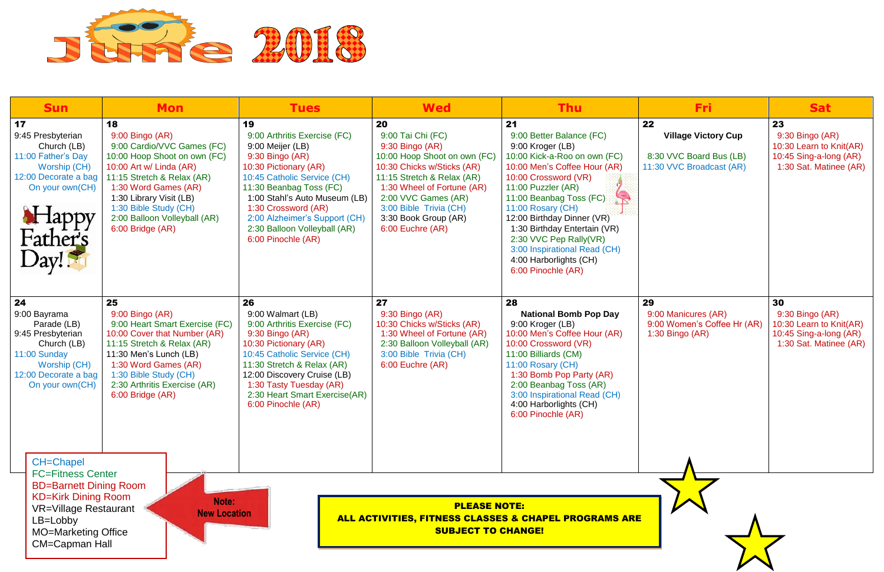# June 2018

| Sun | Mon | Tues | Wed | Thu | Fri | Sat |
|---|---|---|---|---|---|---|
| **17**<br>9:45 Presbyterian Church (LB)<br>11:00 Father's Day Worship (CH)<br>12:00 Decorate a bag On your own(CH)<br>Happy Father's Day! | **18**<br>9:00 Bingo (AR)<br>9:00 Cardio/VVC Games (FC)<br>10:00 Hoop Shoot on own (FC)<br>10:00 Art w/ Linda (AR)<br>11:15 Stretch & Relax (AR)<br>1:30 Word Games (AR)<br>1:30 Library Visit (LB)<br>1:30 Bible Study (CH)<br>2:00 Balloon Volleyball (AR)<br>6:00 Bridge (AR) | **19**<br>9:00 Arthritis Exercise (FC)<br>9:00 Meijer (LB)<br>9:30 Bingo (AR)<br>10:30 Pictionary (AR)<br>10:45 Catholic Service (CH)<br>11:30 Beanbag Toss (FC)<br>1:00 Stahl's Auto Museum (LB)<br>1:30 Crossword (AR)<br>2:00 Alzheimer's Support (CH)<br>2:30 Balloon Volleyball (AR)<br>6:00 Pinochle (AR) | **20**<br>9:00 Tai Chi (FC)<br>9:30 Bingo (AR)<br>10:00 Hoop Shoot on own (FC)<br>10:30 Chicks w/Sticks (AR)<br>11:15 Stretch & Relax (AR)<br>1:30 Wheel of Fortune (AR)<br>2:00 VVC Games (AR)<br>3:00 Bible Trivia (CH)<br>3:30 Book Group (AR)<br>6:00 Euchre (AR) | **21**<br>9:00 Better Balance (FC)<br>9:00 Kroger (LB)<br>10:00 Kick-a-Roo on own (FC)<br>10:00 Men's Coffee Hour (AR)<br>10:00 Crossword (VR)<br>11:00 Puzzler (AR)<br>11:00 Beanbag Toss (FC)<br>11:00 Rosary (CH)<br>12:00 Birthday Dinner (VR)<br>1:30 Birthday Entertain (VR)<br>2:30 VVC Pep Rally(VR)<br>3:00 Inspirational Read (CH)<br>4:00 Harborlights (CH)<br>6:00 Pinochle (AR) | **22**<br>**Village Victory Cup**<br>8:30 VVC Board Bus (LB)<br>11:30 VVC Broadcast (AR) | **23**<br>9:30 Bingo (AR)<br>10:30 Learn to Knit(AR)<br>10:45 Sing-a-long (AR)<br>1:30 Sat. Matinee (AR) |
| **24**<br>9:00 Bayrama Parade (LB)<br>9:45 Presbyterian Church (LB)<br>11:00 Sunday Worship (CH)<br>12:00 Decorate a bag On your own(CH) | **25**<br>9:00 Bingo (AR)<br>9:00 Heart Smart Exercise (FC)<br>10:00 Cover that Number (AR)<br>11:15 Stretch & Relax (AR)<br>11:30 Men's Lunch (LB)<br>1:30 Word Games (AR)<br>1:30 Bible Study (CH)<br>2:30 Arthritis Exercise (AR)<br>6:00 Bridge (AR) | **26**<br>9:00 Walmart (LB)<br>9:00 Arthritis Exercise (FC)<br>9:30 Bingo (AR)<br>10:30 Pictionary (AR)<br>10:45 Catholic Service (CH)<br>11:30 Stretch & Relax (AR)<br>12:00 Discovery Cruise (LB)<br>1:30 Tasty Tuesday (AR)<br>2:30 Heart Smart Exercise(AR)<br>6:00 Pinochle (AR) | **27**<br>9:30 Bingo (AR)<br>10:30 Chicks w/Sticks (AR)<br>1:30 Wheel of Fortune (AR)<br>2:30 Balloon Volleyball (AR)<br>3:00 Bible Trivia (CH)<br>6:00 Euchre (AR) | **28**<br>**National Bomb Pop Day**<br>9:00 Kroger (LB)<br>10:00 Men's Coffee Hour (AR)<br>10:00 Crossword (VR)<br>11:00 Billiards (CM)<br>11:00 Rosary (CH)<br>1:30 Bomb Pop Party (AR)<br>2:00 Beanbag Toss (AR)<br>3:00 Inspirational Read (CH)<br>4:00 Harborlights (CH)<br>6:00 Pinochle (AR) | **29**<br>9:00 Manicures (AR)<br>9:00 Women's Coffee Hr (AR)<br>1:30 Bingo (AR) | **30**<br>9:30 Bingo (AR)<br>10:30 Learn to Knit(AR)<br>10:45 Sing-a-long (AR)<br>1:30 Sat. Matinee (AR) |

CH=Chapel
FC=Fitness Center
BD=Barnett Dining Room
KD=Kirk Dining Room
VR=Village Restaurant
LB=Lobby
MO=Marketing Office
CM=Capman Hall

Note: New Location

**PLEASE NOTE:**
**ALL ACTIVITIES, FITNESS CLASSES & CHAPEL PROGRAMS ARE SUBJECT TO CHANGE!**